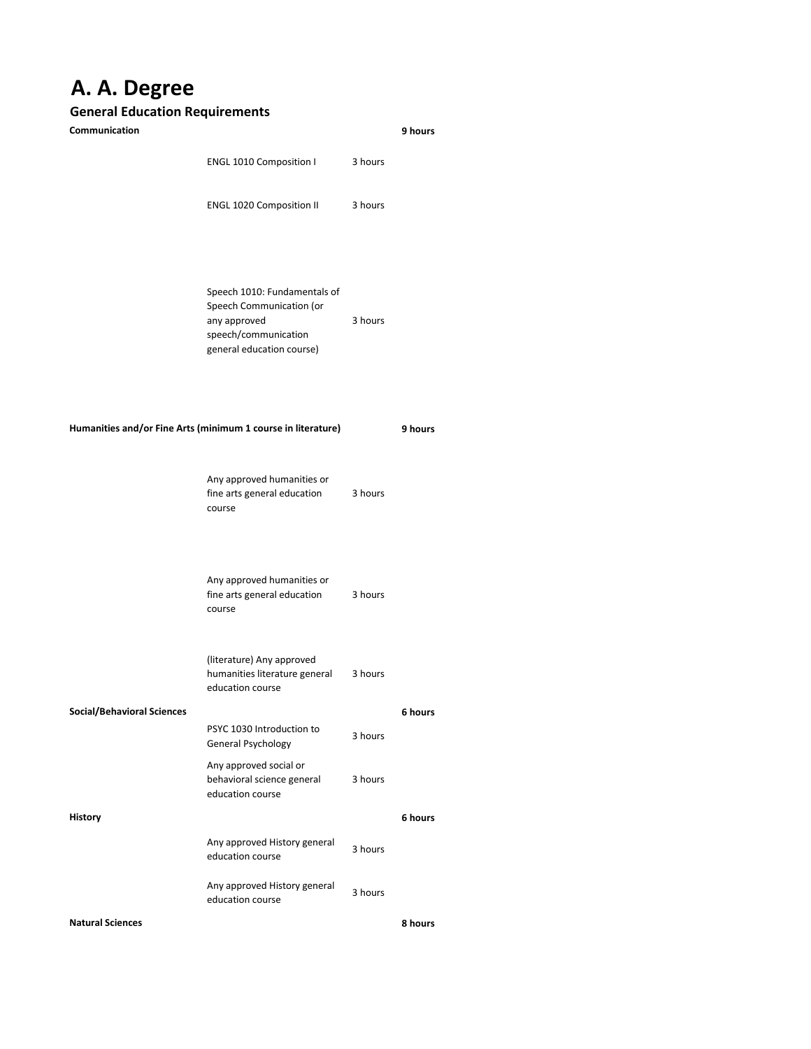# A. A. Degree

## General Education Requirements

| | | | |
|---|---|---|---|
| **Communication** | | | **9 hours** |
| | ENGL 1010 Composition I | 3 hours | |
| | ENGL 1020 Composition II | 3 hours | |
| | Speech 1010: Fundamentals of Speech Communication (or any approved speech/communication general education course) | 3 hours | |
| **Humanities and/or Fine Arts (minimum 1 course in literature)** | | | **9 hours** |
| | Any approved humanities or fine arts general education course | 3 hours | |
| | Any approved humanities or fine arts general education course | 3 hours | |
| | (literature) Any approved humanities literature general education course | 3 hours | |
| **Social/Behavioral Sciences** | | | **6 hours** |
| | PSYC 1030 Introduction to General Psychology | 3 hours | |
| | Any approved social or behavioral science general education course | 3 hours | |
| **History** | | | **6 hours** |
| | Any approved History general education course | 3 hours | |
| | Any approved History general education course | 3 hours | |
| **Natural Sciences** | | | **8 hours** |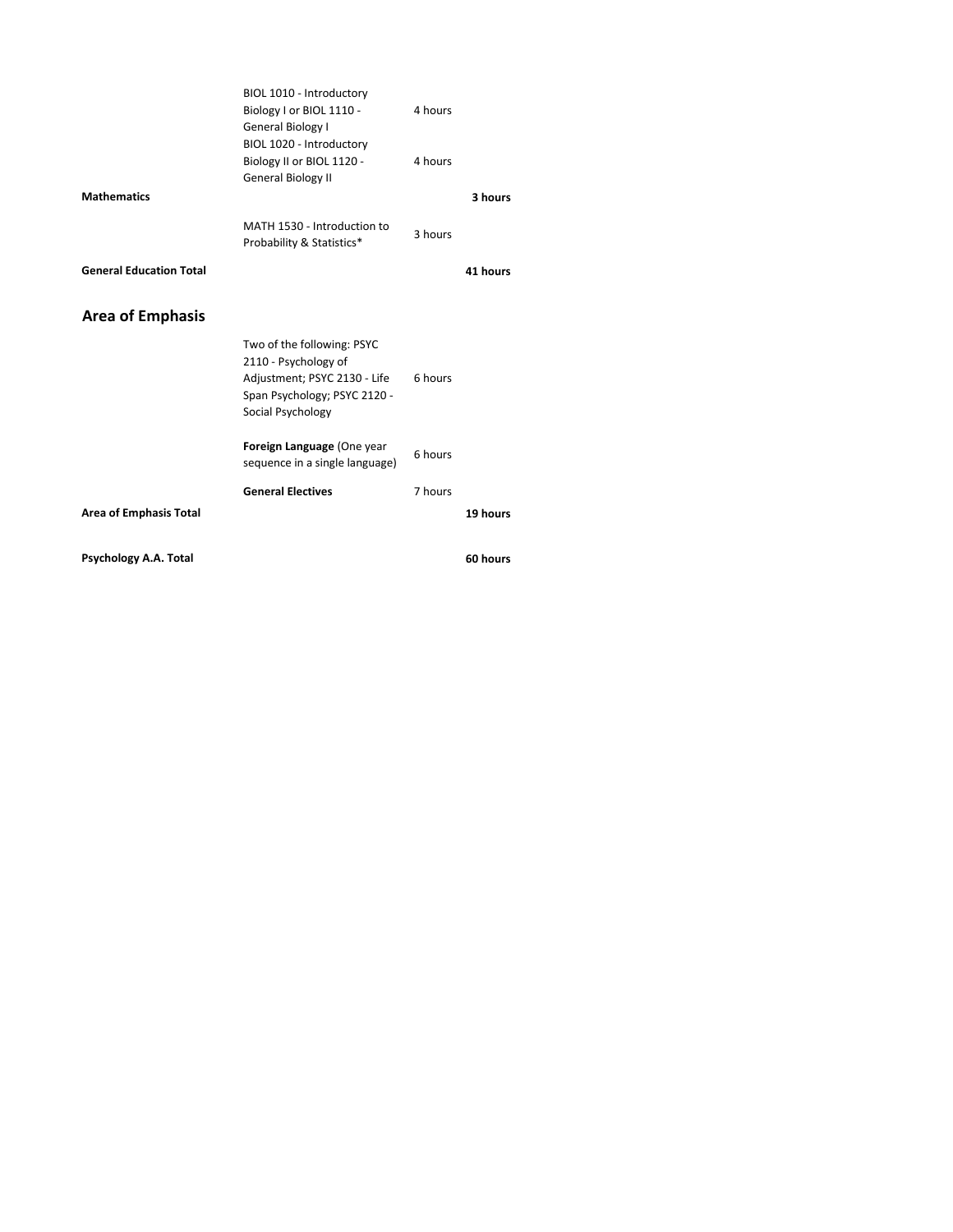| | | | |
|---|---|---|---|
| | BIOL 1010 - Introductory Biology I or BIOL 1110 - General Biology I | 4 hours | |
| | BIOL 1020 - Introductory Biology II or BIOL 1120 - General Biology II | 4 hours | |
| **Mathematics** | | | **3 hours** |
| | MATH 1530 - Introduction to Probability & Statistics* | 3 hours | |
| **General Education Total** | | | **41 hours** |

## Area of Emphasis

| | | | |
|---|---|---|---|
| | Two of the following: PSYC 2110 - Psychology of Adjustment; PSYC 2130 - Life Span Psychology; PSYC 2120 - Social Psychology | 6 hours | |
| | **Foreign Language** (One year sequence in a single language) | 6 hours | |
| | **General Electives** | 7 hours | |
| **Area of Emphasis Total** | | | **19 hours** |
| **Psychology A.A. Total** | | | **60 hours** |